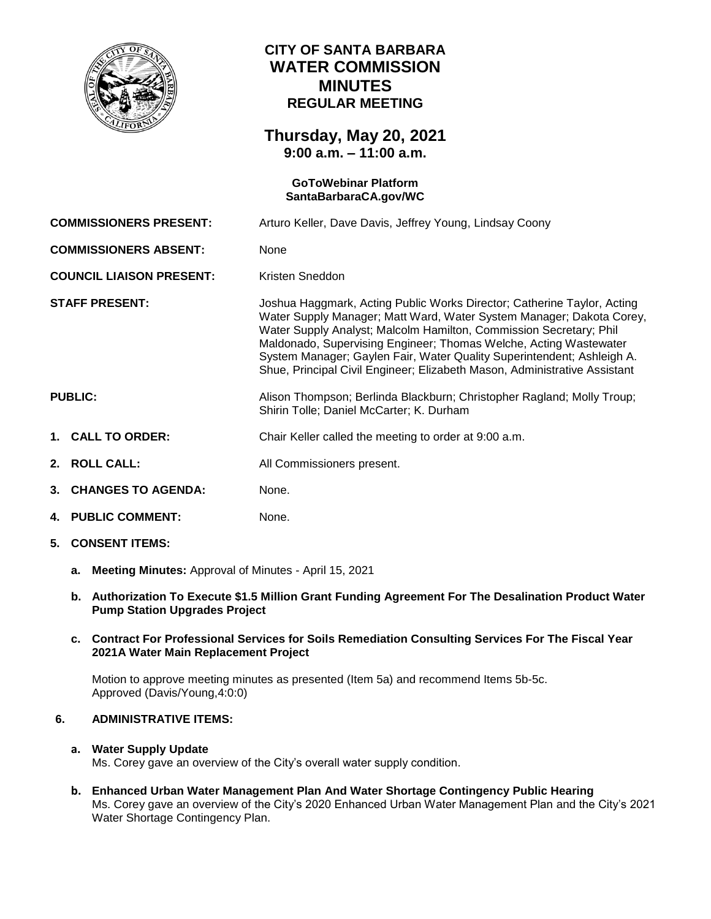# CITY OF SANTA BARBARA
# WATER COMMISSION
# MINUTES
## REGULAR MEETING

## Thursday, May 20, 2021
### 9:00 a.m. – 11:00 a.m.

**GoToWebinar Platform**
**SantaBarbaraCA.gov/WC**

**COMMISSIONERS PRESENT:** Arturo Keller, Dave Davis, Jeffrey Young, Lindsay Coony

**COMMISSIONERS ABSENT:** None

**COUNCIL LIAISON PRESENT:** Kristen Sneddon

**STAFF PRESENT:** Joshua Haggmark, Acting Public Works Director; Catherine Taylor, Acting Water Supply Manager; Matt Ward, Water System Manager; Dakota Corey, Water Supply Analyst; Malcolm Hamilton, Commission Secretary; Phil Maldonado, Supervising Engineer; Thomas Welche, Acting Wastewater System Manager; Gaylen Fair, Water Quality Superintendent; Ashleigh A. Shue, Principal Civil Engineer; Elizabeth Mason, Administrative Assistant

**PUBLIC:** Alison Thompson; Berlinda Blackburn; Christopher Ragland; Molly Troup; Shirin Tolle; Daniel McCarter; K. Durham

1. **CALL TO ORDER:** Chair Keller called the meeting to order at 9:00 a.m.

2. **ROLL CALL:** All Commissioners present.

3. **CHANGES TO AGENDA:** None.

4. **PUBLIC COMMENT:** None.

5. **CONSENT ITEMS:**

   a. **Meeting Minutes:** Approval of Minutes - April 15, 2021

   b. **Authorization To Execute $1.5 Million Grant Funding Agreement For The Desalination Product Water Pump Station Upgrades Project**

   c. **Contract For Professional Services for Soils Remediation Consulting Services For The Fiscal Year 2021A Water Main Replacement Project**

   Motion to approve meeting minutes as presented (Item 5a) and recommend Items 5b-5c.
   Approved (Davis/Young,4:0:0)

6. **ADMINISTRATIVE ITEMS:**

   a. **Water Supply Update**
   Ms. Corey gave an overview of the City's overall water supply condition.

   b. **Enhanced Urban Water Management Plan And Water Shortage Contingency Public Hearing**
   Ms. Corey gave an overview of the City's 2020 Enhanced Urban Water Management Plan and the City's 2021 Water Shortage Contingency Plan.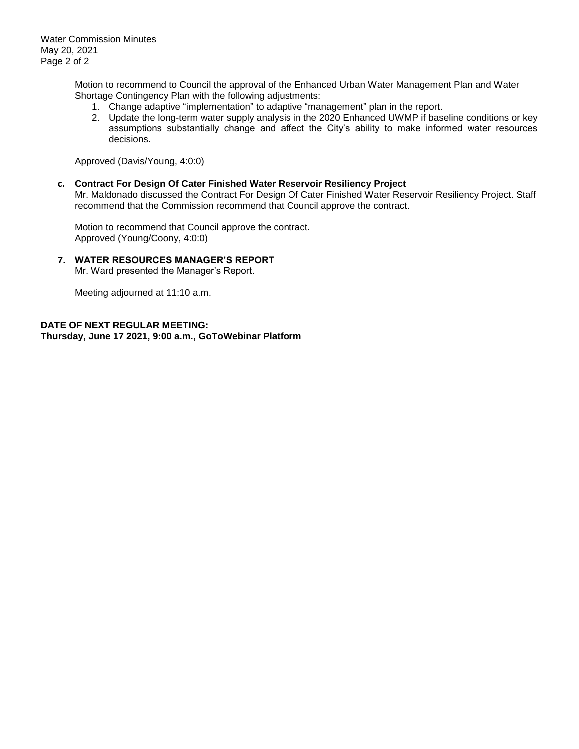Motion to recommend to Council the approval of the Enhanced Urban Water Management Plan and Water Shortage Contingency Plan with the following adjustments:

1. Change adaptive "implementation" to adaptive "management" plan in the report.
2. Update the long-term water supply analysis in the 2020 Enhanced UWMP if baseline conditions or key assumptions substantially change and affect the City's ability to make informed water resources decisions.

Approved (Davis/Young, 4:0:0)

**c. Contract For Design Of Cater Finished Water Reservoir Resiliency Project**

Mr. Maldonado discussed the Contract For Design Of Cater Finished Water Reservoir Resiliency Project. Staff recommend that the Commission recommend that Council approve the contract.

Motion to recommend that Council approve the contract.
Approved (Young/Coony, 4:0:0)

**7. WATER RESOURCES MANAGER'S REPORT**

Mr. Ward presented the Manager's Report.

Meeting adjourned at 11:10 a.m.

**DATE OF NEXT REGULAR MEETING:**
**Thursday, June 17 2021, 9:00 a.m., GoToWebinar Platform**